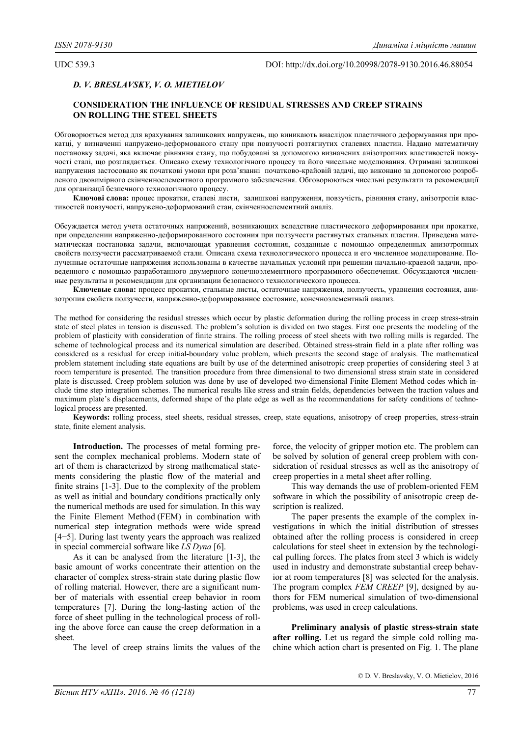UDC 539.3

DOI: http://dx.doi.org/10.20998/2078-9130.2016.46.88054

*D. V. BRESLAVSKY, V. O. MIETIELOV*

# CONSIDERATION THE INFLUENCE OF RESIDUAL STRESSES AND CREEP STRAINS ON ROLLING THE STEEL SHEETS

Обговорюється метод для врахування залишкових напружень, що виникають внаслідок пластичного деформування при прокатці, у визначенні напружено-деформованого стану при повзучості розтягнутих сталевих пластин. Надано математичну постановку задачі, яка включає рівняння стану, що побудовані за допомогою визначених анізотропних властивостей повзучості сталі, що розглядається. Описано схему технологічного процесу та його чисельне моделювання. Отримані залишкові напруження застосовано як початкові умови при розв'язанні початково-крайовій задачі, що виконано за допомогою розробленого двовимірного скінченноелементного програмного забезпечення. Обговорюються чисельні результати та рекомендації для організації безпечного технологічного процесу.

**Ключові слова:** процес прокатки, сталеві листи, залишкові напруження, повзучість, рівняння стану, анізотропія властивостей повзучості, напружено-деформований стан, скінченноелементний аналіз.

Обсуждается метод учета остаточных напряжений, возникающих вследствие пластического деформирования при прокатке, при определении напряженно-деформированного состояния при ползучести растянутых стальных пластин. Приведена математическая постановка задачи, включающая уравнения состояния, созданные с помощью определенных анизотропных свойств ползучести рассматриваемой стали. Описана схема технологического процесса и его численное моделирование. Полученные остаточные напряжения использованы в качестве начальных условий при решении начально-краевой задачи, проведенного с помощью разработанного двумерного конечноэлементного программного обеспечения. Обсуждаются численные результаты и рекомендации для организации безопасного технологического процесса.

**Ключевые слова:** процесс прокатки, стальные листы, остаточные напряжения, ползучесть, уравнения состояния, анизотропия свойств ползучести, напряженно-деформированное состояние, конечноэлементный анализ.

The method for considering the residual stresses which occur by plastic deformation during the rolling process in creep stress-strain state of steel plates in tension is discussed. The problem's solution is divided on two stages. First one presents the modeling of the problem of plasticity with consideration of finite strains. The rolling process of steel sheets with two rolling mills is regarded. The scheme of technological process and its numerical simulation are described. Obtained stress-strain field in a plate after rolling was considered as a residual for creep initial-boundary value problem, which presents the second stage of analysis. The mathematical problem statement including state equations are built by use of the determined anisotropic creep properties of considering steel 3 at room temperature is presented. The transition procedure from three dimensional to two dimensional stress strain state in considered plate is discussed. Creep problem solution was done by use of developed two-dimensional Finite Element Method codes which include time step integration schemes. The numerical results like stress and strain fields, dependencies between the traction values and maximum plate's displacements, deformed shape of the plate edge as well as the recommendations for safety conditions of technological process are presented.

**Keywords:** rolling process, steel sheets, residual stresses, creep, state equations, anisotropy of creep properties, stress-strain state, finite element analysis.

**Introduction.** The processes of metal forming present the complex mechanical problems. Modern state of art of them is characterized by strong mathematical statements considering the plastic flow of the material and finite strains [1-3]. Due to the complexity of the problem as well as initial and boundary conditions practically only the numerical methods are used for simulation. In this way the Finite Element Method (FEM) in combination with numerical step integration methods were wide spread [4−5]. During last twenty years the approach was realized in special commercial software like *LS Dyna* [6].

As it can be analysed from the literature [1-3], the basic amount of works concentrate their attention on the character of complex stress-strain state during plastic flow of rolling material. However, there are a significant number of materials with essential creep behavior in room temperatures [7]. During the long-lasting action of the force of sheet pulling in the technological process of rolling the above force can cause the creep deformation in a sheet.

The level of creep strains limits the values of the force, the velocity of gripper motion etc. The problem can be solved by solution of general creep problem with consideration of residual stresses as well as the anisotropy of creep properties in a metal sheet after rolling.

This way demands the use of problem-oriented FEM software in which the possibility of anisotropic creep description is realized.

The paper presents the example of the complex investigations in which the initial distribution of stresses obtained after the rolling process is considered in creep calculations for steel sheet in extension by the technological pulling forces. The plates from steel 3 which is widely used in industry and demonstrate substantial creep behavior at room temperatures [8] was selected for the analysis. The program complex *FEM CREEP* [9], designed by authors for FEM numerical simulation of two-dimensional problems, was used in creep calculations.

**Preliminary analysis of plastic stress-strain state after rolling.** Let us regard the simple cold rolling machine which action chart is presented on Fig. 1. The plane

© D. V. Breslavsky, V. O. Mietielov, 2016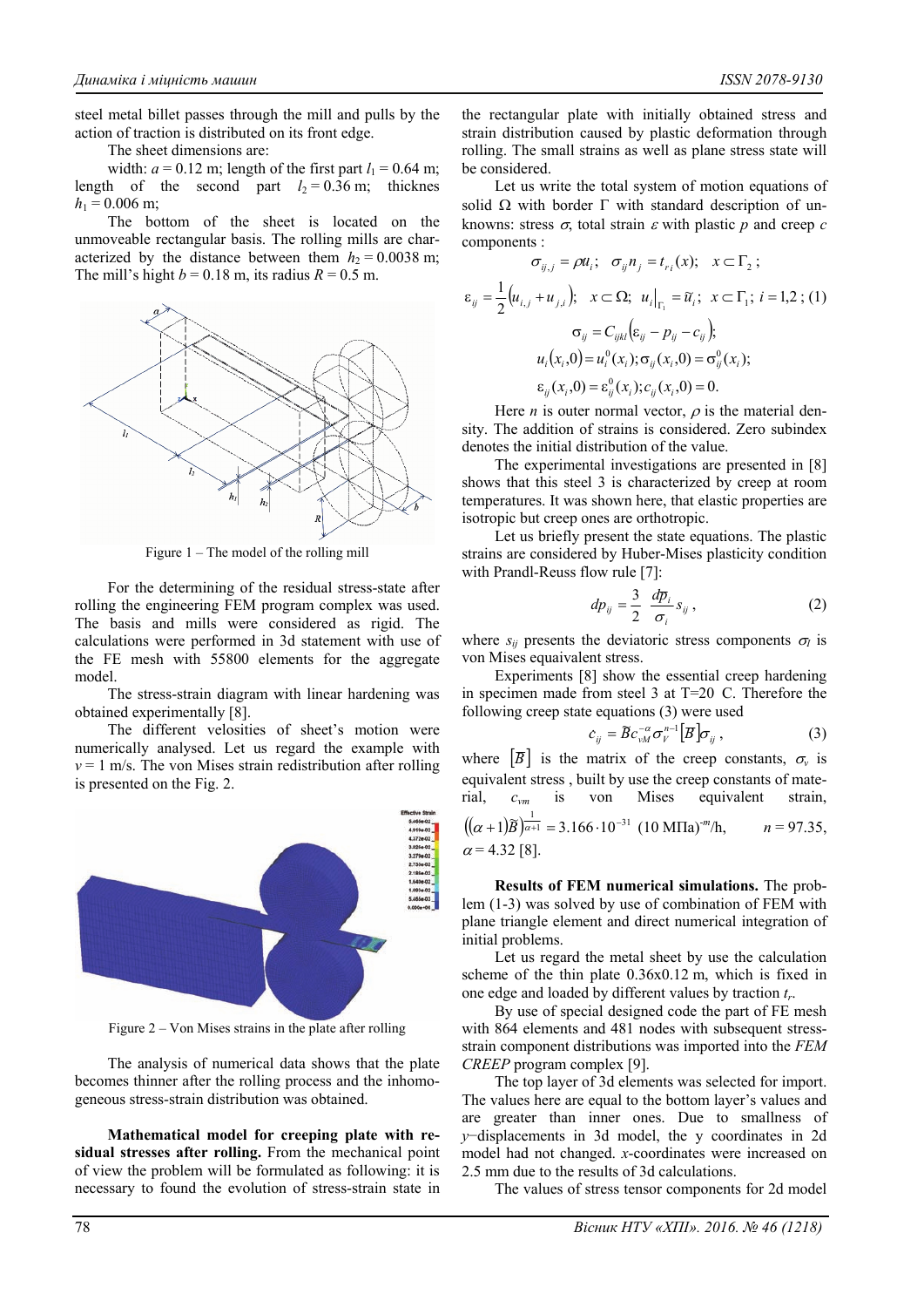steel metal billet passes through the mill and pulls by the action of traction is distributed on its front edge.

The sheet dimensions are:

width: $a = 0.12$ m; length of the first part $l_1 = 0.64$ m; length of the second part $l_2 = 0.36$ m; thicknes $h_1 = 0.006$ m;

The bottom of the sheet is located on the unmoveable rectangular basis. The rolling mills are characterized by the distance between them $h_2 = 0.0038$ m; The mill's hight $b = 0.18$ m, its radius $R = 0.5$ m.

Figure 1 – The model of the rolling mill

For the determining of the residual stress-state after rolling the engineering FEM program complex was used. The basis and mills were considered as rigid. The calculations were performed in 3d statement with use of the FE mesh with 55800 elements for the aggregate model.

The stress-strain diagram with linear hardening was obtained experimentally [8].

The different velocities of sheet's motion were numerically analysed. Let us regard the example with $v = 1$ m/s. The von Mises strain redistribution after rolling is presented on the Fig. 2.

Figure 2 – Von Mises strains in the plate after rolling

The analysis of numerical data shows that the plate becomes thinner after the rolling process and the inhomogeneous stress-strain distribution was obtained.

**Mathematical model for creeping plate with residual stresses after rolling.** From the mechanical point of view the problem will be formulated as following: it is necessary to found the evolution of stress-strain state in the rectangular plate with initially obtained stress and strain distribution caused by plastic deformation through rolling. The small strains as well as plane stress state will be considered.

Let us write the total system of motion equations of solid $\Omega$ with border $\Gamma$ with standard description of unknowns: stress $\sigma$, total strain $\varepsilon$ with plastic $p$ and creep $c$ components :

$$\sigma_{ij,j} = \rho \ddot{u}_i; \quad \sigma_{ij} n_j = t_{ri}(x); \quad x \subset \Gamma_2;$$

$$\varepsilon_{ij} = \frac{1}{2}\left(u_{i,j} + u_{j,i}\right); \quad x \subset \Omega; \quad u_i\big|_{\Gamma_1} = \tilde{u}_i; \quad x \subset \Gamma_1; \; i = 1,2; \quad (1)$$

$$\sigma_{ij} = C_{ijkl}\left(\varepsilon_{ij} - p_{ij} - c_{ij}\right);$$

$$u_i(x_i,0) = u_i^0(x_i); \sigma_{ij}(x_i,0) = \sigma_{ij}^0(x_i);$$

$$\varepsilon_{ij}(x_i,0) = \varepsilon_{ij}^0(x_i); c_{ij}(x_i,0) = 0.$$

Here $n$ is outer normal vector, $\rho$ is the material density. The addition of strains is considered. Zero subindex denotes the initial distribution of the value.

The experimental investigations are presented in [8] shows that this steel 3 is characterized by creep at room temperatures. It was shown here, that elastic properties are isotropic but creep ones are orthotropic.

Let us briefly present the state equations. The plastic strains are considered by Huber-Mises plasticity condition with Prandl-Reuss flow rule [7]:

$$dp_{ij} = \frac{3}{2}\frac{d\overline{p}_i}{\sigma_i} s_{ij}, \quad (2)$$

where $s_{ij}$ presents the deviatoric stress components $\sigma_I$ is von Mises equivalent stress.

Experiments [8] show the essential creep hardening in specimen made from steel 3 at T=20 C. Therefore the following creep state equations (3) were used

$$\dot{c}_{ij} = \overline{B} c_{vM}^{-\alpha} \sigma_V^{n-1} \left[B\right] \sigma_{ij}, \quad (3)$$

where $\left[B\right]$ is the matrix of the creep constants, $\sigma_v$ is equivalent stress , built by use the creep constants of material, $c_{vm}$ is von Mises equivalent strain, $\left((\alpha+1)\overline{B}\right)^{\frac{1}{\alpha+1}} = 3.166 \cdot 10^{-31}$ (10 MПа)$^{-m}$/h, $n = 97.35$, $\alpha = 4.32$ [8].

**Results of FEM numerical simulations.** The problem (1-3) was solved by use of combination of FEM with plane triangle element and direct numerical integration of initial problems.

Let us regard the metal sheet by use the calculation scheme of the thin plate 0.36x0.12 m, which is fixed in one edge and loaded by different values by traction $t_r$.

By use of special designed code the part of FE mesh with 864 elements and 481 nodes with subsequent stress-strain component distributions was imported into the *FEM CREEP* program complex [9].

The top layer of 3d elements was selected for import. The values here are equal to the bottom layer's values and are greater than inner ones. Due to smallness of $y$–displacements in 3d model, the y coordinates in 2d model had not changed. $x$-coordinates were increased on 2.5 mm due to the results of 3d calculations.

The values of stress tensor components for 2d model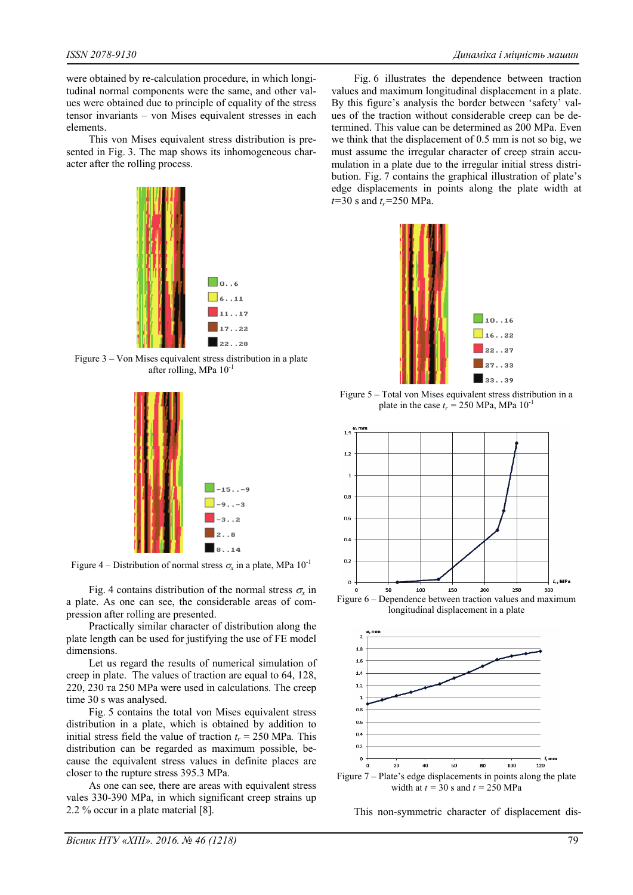were obtained by re-calculation procedure, in which longitudinal normal components were the same, and other values were obtained due to principle of equality of the stress tensor invariants – von Mises equivalent stresses in each elements.

This von Mises equivalent stress distribution is presented in Fig. 3. The map shows its inhomogeneous character after the rolling process.

Figure 3 – Von Mises equivalent stress distribution in a plate after rolling, MPa $10^{-1}$

Figure 4 – Distribution of normal stress $\sigma_x$ in a plate, MPa $10^{-1}$

Fig. 4 contains distribution of the normal stress $\sigma_x$ in a plate. As one can see, the considerable areas of compression after rolling are presented.

Practically similar character of distribution along the plate length can be used for justifying the use of FE model dimensions.

Let us regard the results of numerical simulation of creep in plate. The values of traction are equal to 64, 128, 220, 230 та 250 MPa were used in calculations. The creep time 30 s was analysed.

Fig. 5 contains the total von Mises equivalent stress distribution in a plate, which is obtained by addition to initial stress field the value of traction $t_r$ = 250 MPa. This distribution can be regarded as maximum possible, because the equivalent stress values in definite places are closer to the rupture stress 395.3 MPa.

As one can see, there are areas with equivalent stress vales 330-390 MPa, in which significant creep strains up 2.2 % occur in a plate material [8].

Fig. 6 illustrates the dependence between traction values and maximum longitudinal displacement in a plate. By this figure's analysis the border between 'safety' values of the traction without considerable creep can be determined. This value can be determined as 200 MPa. Even we think that the displacement of 0.5 mm is not so big, we must assume the irregular character of creep strain accumulation in a plate due to the irregular initial stress distribution. Fig. 7 contains the graphical illustration of plate's edge displacements in points along the plate width at $t$=30 s and $t_r$=250 MPa.

Figure 5 – Total von Mises equivalent stress distribution in a plate in the case $t_r$ = 250 MPa, MPa $10^{-1}$

Figure 6 – Dependence between traction values and maximum longitudinal displacement in a plate

Figure 7 – Plate's edge displacements in points along the plate width at $t$ = 30 s and $t$ = 250 MPa

This non-symmetric character of displacement dis-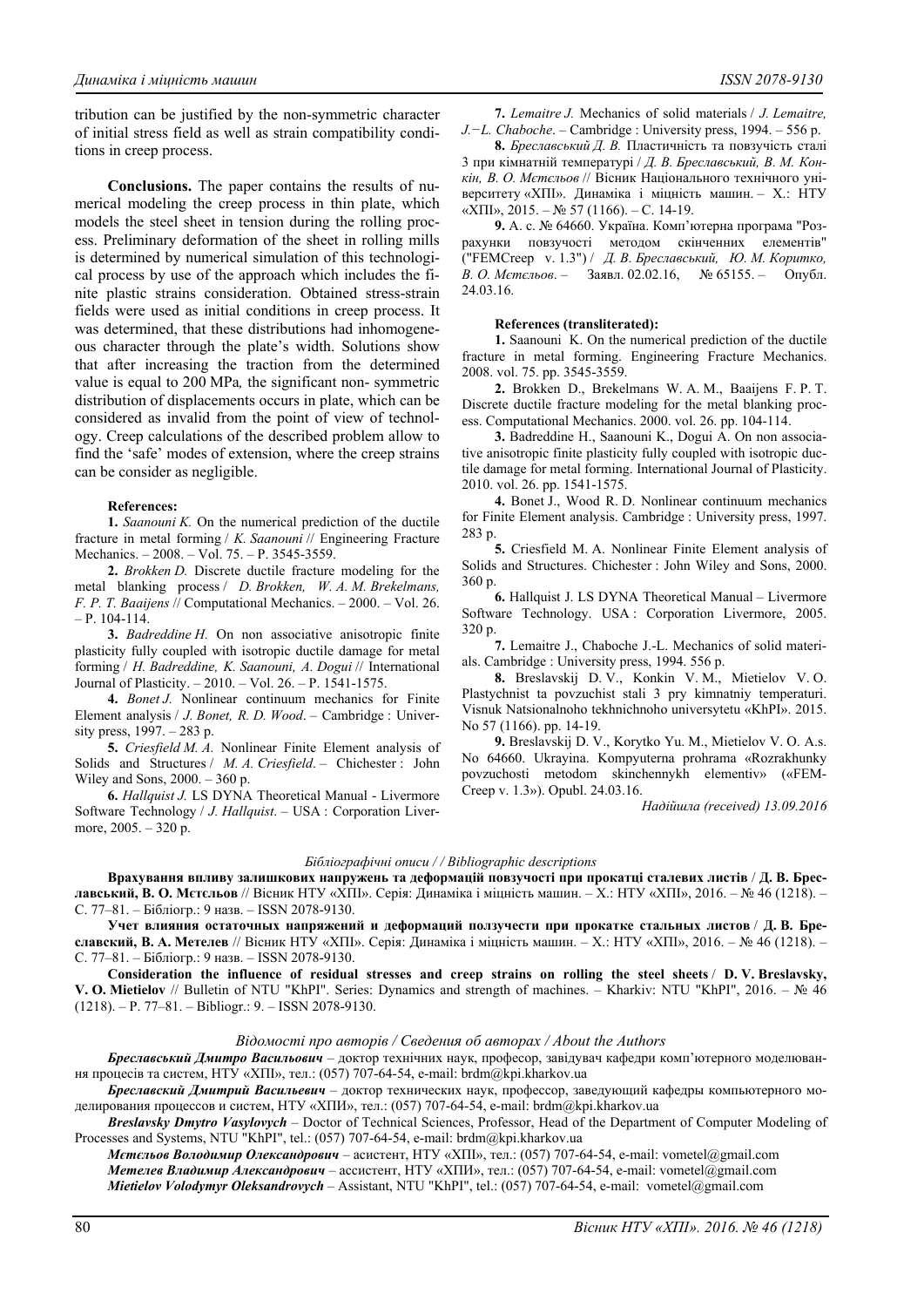tribution can be justified by the non-symmetric character of initial stress field as well as strain compatibility conditions in creep process.

**Conclusions.** The paper contains the results of numerical modeling the creep process in thin plate, which models the steel sheet in tension during the rolling process. Preliminary deformation of the sheet in rolling mills is determined by numerical simulation of this technological process by use of the approach which includes the finite plastic strains consideration. Obtained stress-strain fields were used as initial conditions in creep process. It was determined, that these distributions had inhomogeneous character through the plate's width. Solutions show that after increasing the traction from the determined value is equal to 200 MPa*,* the significant non- symmetric distribution of displacements occurs in plate, which can be considered as invalid from the point of view of technology. Creep calculations of the described problem allow to find the 'safe' modes of extension, where the creep strains can be consider as negligible.

**References:**

**1.** *Saanouni K.* On the numerical prediction of the ductile fracture in metal forming / *K. Saanouni* // Engineering Fracture Mechanics. – 2008. – Vol. 75. – P. 3545-3559.

**2.** *Brokken D.* Discrete ductile fracture modeling for the metal blanking process / *D. Brokken, W. A. M. Brekelmans, F. P. T. Baaijens* // Computational Mechanics. – 2000. – Vol. 26. – P. 104-114.

**3.** *Badreddine H.* On non associative anisotropic finite plasticity fully coupled with isotropic ductile damage for metal forming / *H. Badreddine, K. Saanouni, A. Dogui* // International Journal of Plasticity. – 2010. – Vol. 26. – P. 1541-1575.

**4.** *Bonet J.* Nonlinear continuum mechanics for Finite Element analysis / *J. Bonet, R. D. Wood*. – Cambridge : University press, 1997. – 283 p.

**5.** *Criesfield M. A.* Nonlinear Finite Element analysis of Solids and Structures / *M. A. Criesfield*. – Chichester : John Wiley and Sons, 2000. – 360 p.

**6.** *Hallquist J.* LS DYNA Theoretical Manual - Livermore Software Technology / *J. Hallquist*. – USA : Corporation Livermore, 2005. – 320 p.

**7.** *Lemaitre J.* Mechanics of solid materials / *J. Lemaitre, J.−L. Chaboche*. – Cambridge : University press, 1994. – 556 p.

**8.** *Бреславський Д. В.* Пластичність та повзучість сталі 3 при кімнатній температурі / *Д. В. Бреславський, В. М. Конкін, В. О. Мєтєльов* // Вісник Національного технічного університету «ХПІ». Динаміка і міцність машин. – Х.: НТУ «ХПІ», 2015. – № 57 (1166). – С. 14-19.

**9.** А. с. № 64660. Україна. Комп'ютерна програма "Розрахунки повзучості методом скінченних елементів" ("FEMCreep v. 1.3") / *Д. В. Бреславський, Ю. М. Коритко, В. О. Мєтєльов*. – Заявл. 02.02.16, № 65155. – Опубл. 24.03.16.

**References (transliterated):**

**1.** Saanouni K. On the numerical prediction of the ductile fracture in metal forming. Engineering Fracture Mechanics. 2008. vol. 75. pp. 3545-3559.

**2.** Brokken D., Brekelmans W. A. M., Baaijens F. P. T. Discrete ductile fracture modeling for the metal blanking process. Computational Mechanics. 2000. vol. 26. pp. 104-114.

**3.** Badreddine H., Saanouni K., Dogui A. On non associative anisotropic finite plasticity fully coupled with isotropic ductile damage for metal forming. International Journal of Plasticity. 2010. vol. 26. pp. 1541-1575.

**4.** Bonet J., Wood R. D. Nonlinear continuum mechanics for Finite Element analysis. Cambridge : University press, 1997. 283 p.

**5.** Criesfield M. A. Nonlinear Finite Element analysis of Solids and Structures. Chichester : John Wiley and Sons, 2000. 360 p.

**6.** Hallquist J. LS DYNA Theoretical Manual – Livermore Software Technology. USA : Corporation Livermore, 2005. 320 p.

**7.** Lemaitre J., Chaboche J.-L. Mechanics of solid materials. Cambridge : University press, 1994. 556 p.

**8.** Breslavskij D. V., Konkin V. M., Mietielov V. O. Plastychnist ta povzuchist stali 3 pry kimnatniy temperaturi. Visnuk Natsionalnoho tekhnichnoho universytetu «KhPI». 2015. No 57 (1166). pp. 14-19.

**9.** Breslavskij D. V., Korytko Yu. M., Mietielov V. O. A.s. No 64660. Ukrayina. Kompyuterna prohrama «Rozrakhunky povzuchosti metodom skinchennykh elementiv» («FEM-Creep v. 1.3»). Opubl. 24.03.16.

*Надійшла (received) 13.09.2016*

*Бібліографічні описи / / Bibliographic descriptions*

**Врахування впливу залишкових напружень та деформацій повзучості при прокатці сталевих листів** / **Д. В. Бреславський, В. О. Мєтєльов** // Вісник НТУ «ХПІ». Серія: Динаміка і міцність машин. – Х.: НТУ «ХПІ», 2016. – № 46 (1218). – С. 77–81. – Бібліогр.: 9 назв. – ISSN 2078-9130.

**Учет влияния остаточных напряжений и деформаций ползучести при прокатке стальных листов** / **Д. В. Бреславский, В. А. Метелев** // Вісник НТУ «ХПІ». Серія: Динаміка і міцність машин. – Х.: НТУ «ХПІ», 2016. – № 46 (1218). – С. 77–81. – Бібліогр.: 9 назв. – ISSN 2078-9130.

**Consideration the influence of residual stresses and creep strains on rolling the steel sheets** / **D. V. Breslavsky, V. O. Mietielov** // Bulletin of NTU "KhPI". Series: Dynamics and strength of machines. – Kharkiv: NTU "KhPI", 2016. – № 46 (1218). – P. 77–81. – Bibliogr.: 9. – ISSN 2078-9130.

*Відомості про авторів / Сведения об авторах / About the Authors*

***Бреславський Дмитро Васильович*** – доктор технічних наук, професор, завідувач кафедри комп'ютерного моделювання процесів та систем, НТУ «ХПІ», тел.: (057) 707-64-54, e-mail: brdm@kpi.kharkov.ua

***Бреславский Дмитрий Васильевич*** – доктор технических наук, профессор, заведующий кафедры компьютерного моделирования процессов и систем, НТУ «ХПИ», тел.: (057) 707-64-54, e-mail: brdm@kpi.kharkov.ua

***Breslavsky Dmytro Vasylovych*** – Doctor of Technical Sciences, Professor, Head of the Department of Computer Modeling of Processes and Systems, NTU "KhPI", tel.: (057) 707-64-54, e-mail: brdm@kpi.kharkov.ua

***Мєтєльов Володимир Олександрович*** – асистент, НТУ «ХПІ», тел.: (057) 707-64-54, e-mail: vometel@gmail.com

***Метелев Владимир Александрович*** – ассистент, НТУ «ХПИ», тел.: (057) 707-64-54, e-mail: vometel@gmail.com

***Mietielov Volodymyr Oleksandrovych*** – Assistant, NTU "KhPI", tel.: (057) 707-64-54, e-mail: vometel@gmail.com